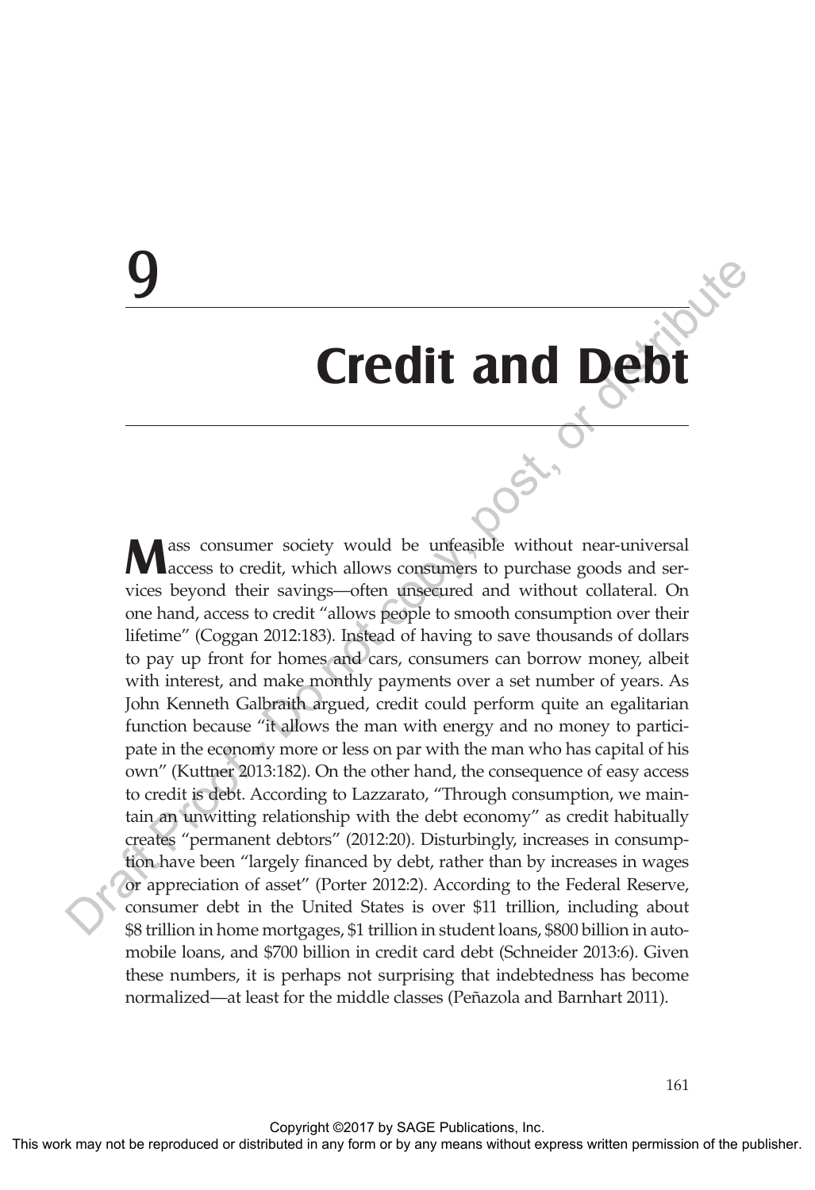# 9

# Credit and Debt

Mass consumer society would be unfeasible without near-universal access to credit, which allows consumers to purchase goods and services beyond their savings—often unsecured and without collateral. On one hand, access to credit "allows people to smooth consumption over their lifetime" (Coggan 2012:183). Instead of having to save thousands of dollars to pay up front for homes and cars, consumers can borrow money, albeit with interest, and make monthly payments over a set number of years. As John Kenneth Galbraith argued, credit could perform quite an egalitarian function because "it allows the man with energy and no money to participate in the economy more or less on par with the man who has capital of his own" (Kuttner 2013:182). On the other hand, the consequence of easy access to credit is debt. According to Lazzarato, "Through consumption, we maintain an unwitting relationship with the debt economy" as credit habitually creates "permanent debtors" (2012:20). Disturbingly, increases in consumption have been "largely financed by debt, rather than by increases in wages or appreciation of asset" (Porter 2012:2). According to the Federal Reserve, consumer debt in the United States is over $11 trillion, including about $8 trillion in home mortgages, $1 trillion in student loans, $800 billion in automobile loans, and $700 billion in credit card debt (Schneider 2013:6). Given these numbers, it is perhaps not surprising that indebtedness has become normalized—at least for the middle classes (Peñazola and Barnhart 2011).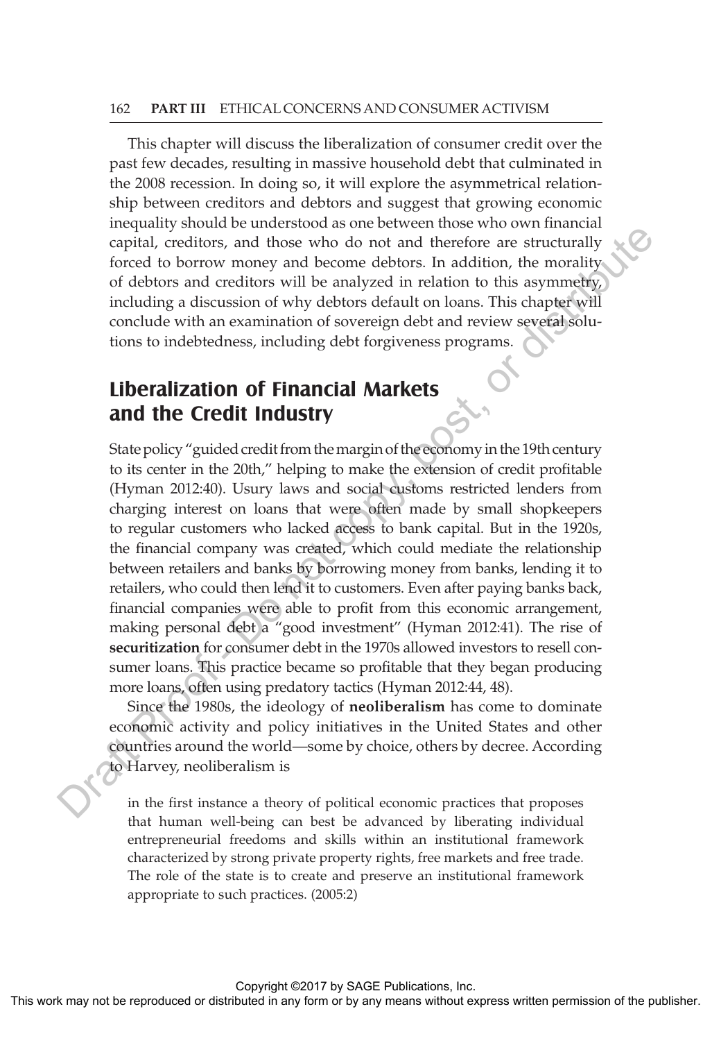This chapter will discuss the liberalization of consumer credit over the past few decades, resulting in massive household debt that culminated in the 2008 recession. In doing so, it will explore the asymmetrical relationship between creditors and debtors and suggest that growing economic inequality should be understood as one between those who own financial capital, creditors, and those who do not and therefore are structurally forced to borrow money and become debtors. In addition, the morality of debtors and creditors will be analyzed in relation to this asymmetry, including a discussion of why debtors default on loans. This chapter will conclude with an examination of sovereign debt and review several solutions to indebtedness, including debt forgiveness programs.

## Liberalization of Financial Markets and the Credit Industry

State policy "guided credit from the margin of the economy in the 19th century to its center in the 20th," helping to make the extension of credit profitable (Hyman 2012:40). Usury laws and social customs restricted lenders from charging interest on loans that were often made by small shopkeepers to regular customers who lacked access to bank capital. But in the 1920s, the financial company was created, which could mediate the relationship between retailers and banks by borrowing money from banks, lending it to retailers, who could then lend it to customers. Even after paying banks back, financial companies were able to profit from this economic arrangement, making personal debt a "good investment" (Hyman 2012:41). The rise of **securitization** for consumer debt in the 1970s allowed investors to resell consumer loans. This practice became so profitable that they began producing more loans, often using predatory tactics (Hyman 2012:44, 48).

Since the 1980s, the ideology of **neoliberalism** has come to dominate economic activity and policy initiatives in the United States and other countries around the world—some by choice, others by decree. According to Harvey, neoliberalism is

> in the first instance a theory of political economic practices that proposes that human well-being can best be advanced by liberating individual entrepreneurial freedoms and skills within an institutional framework characterized by strong private property rights, free markets and free trade. The role of the state is to create and preserve an institutional framework appropriate to such practices. (2005:2)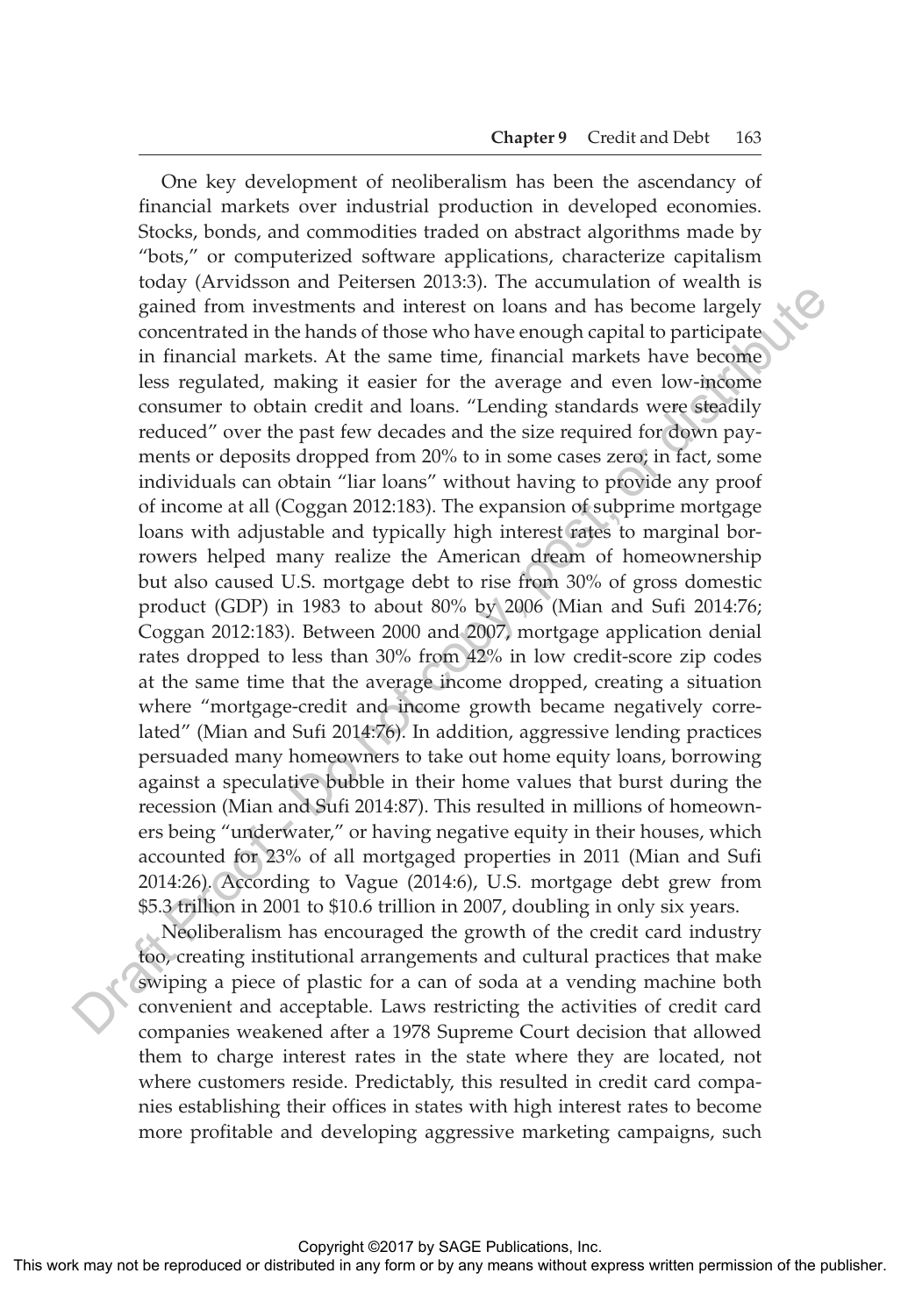One key development of neoliberalism has been the ascendancy of financial markets over industrial production in developed economies. Stocks, bonds, and commodities traded on abstract algorithms made by "bots," or computerized software applications, characterize capitalism today (Arvidsson and Peitersen 2013:3). The accumulation of wealth is gained from investments and interest on loans and has become largely concentrated in the hands of those who have enough capital to participate in financial markets. At the same time, financial markets have become less regulated, making it easier for the average and even low-income consumer to obtain credit and loans. "Lending standards were steadily reduced" over the past few decades and the size required for down payments or deposits dropped from 20% to in some cases zero; in fact, some individuals can obtain "liar loans" without having to provide any proof of income at all (Coggan 2012:183). The expansion of subprime mortgage loans with adjustable and typically high interest rates to marginal borrowers helped many realize the American dream of homeownership but also caused U.S. mortgage debt to rise from 30% of gross domestic product (GDP) in 1983 to about 80% by 2006 (Mian and Sufi 2014:76; Coggan 2012:183). Between 2000 and 2007, mortgage application denial rates dropped to less than 30% from 42% in low credit-score zip codes at the same time that the average income dropped, creating a situation where "mortgage-credit and income growth became negatively correlated" (Mian and Sufi 2014:76). In addition, aggressive lending practices persuaded many homeowners to take out home equity loans, borrowing against a speculative bubble in their home values that burst during the recession (Mian and Sufi 2014:87). This resulted in millions of homeowners being "underwater," or having negative equity in their houses, which accounted for 23% of all mortgaged properties in 2011 (Mian and Sufi 2014:26). According to Vague (2014:6), U.S. mortgage debt grew from $5.3 trillion in 2001 to $10.6 trillion in 2007, doubling in only six years.

Neoliberalism has encouraged the growth of the credit card industry too, creating institutional arrangements and cultural practices that make swiping a piece of plastic for a can of soda at a vending machine both convenient and acceptable. Laws restricting the activities of credit card companies weakened after a 1978 Supreme Court decision that allowed them to charge interest rates in the state where they are located, not where customers reside. Predictably, this resulted in credit card companies establishing their offices in states with high interest rates to become more profitable and developing aggressive marketing campaigns, such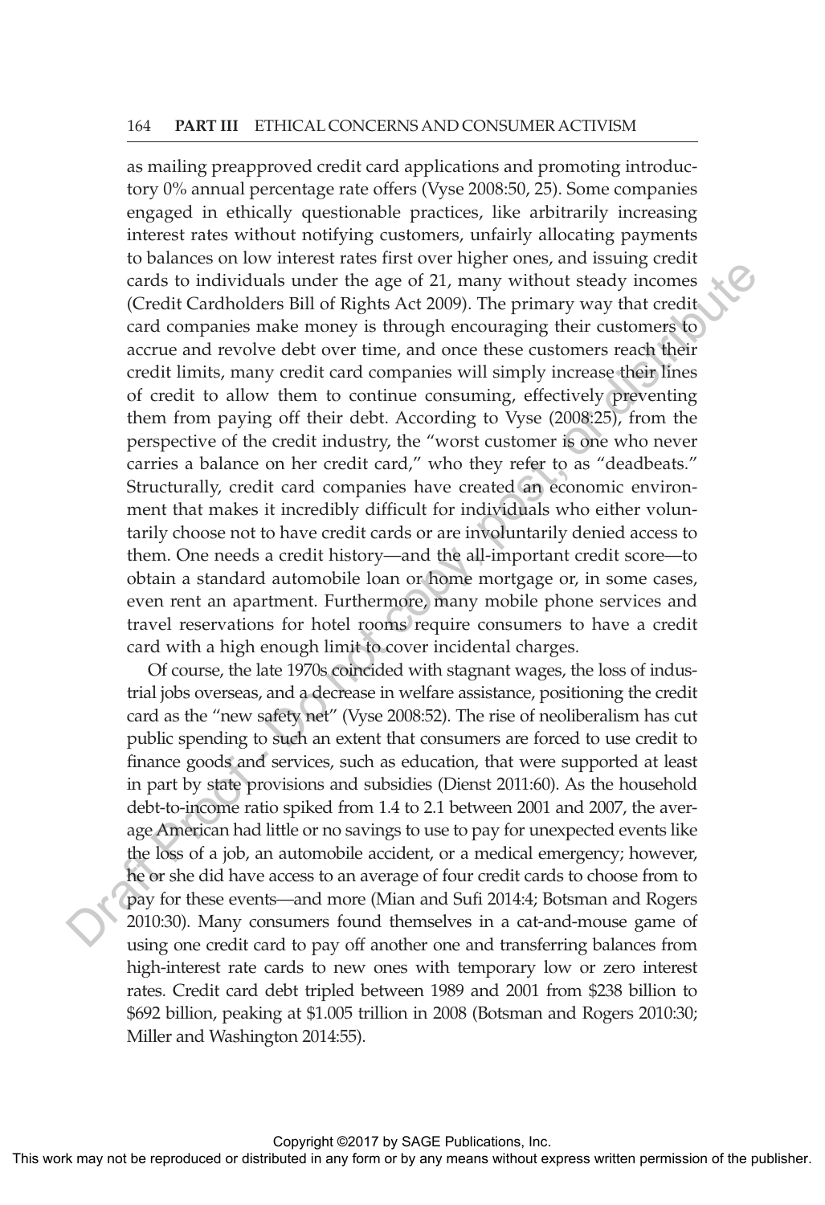as mailing preapproved credit card applications and promoting introductory 0% annual percentage rate offers (Vyse 2008:50, 25). Some companies engaged in ethically questionable practices, like arbitrarily increasing interest rates without notifying customers, unfairly allocating payments to balances on low interest rates first over higher ones, and issuing credit cards to individuals under the age of 21, many without steady incomes (Credit Cardholders Bill of Rights Act 2009). The primary way that credit card companies make money is through encouraging their customers to accrue and revolve debt over time, and once these customers reach their credit limits, many credit card companies will simply increase their lines of credit to allow them to continue consuming, effectively preventing them from paying off their debt. According to Vyse (2008:25), from the perspective of the credit industry, the "worst customer is one who never carries a balance on her credit card," who they refer to as "deadbeats." Structurally, credit card companies have created an economic environment that makes it incredibly difficult for individuals who either voluntarily choose not to have credit cards or are involuntarily denied access to them. One needs a credit history—and the all-important credit score—to obtain a standard automobile loan or home mortgage or, in some cases, even rent an apartment. Furthermore, many mobile phone services and travel reservations for hotel rooms require consumers to have a credit card with a high enough limit to cover incidental charges.

Of course, the late 1970s coincided with stagnant wages, the loss of industrial jobs overseas, and a decrease in welfare assistance, positioning the credit card as the "new safety net" (Vyse 2008:52). The rise of neoliberalism has cut public spending to such an extent that consumers are forced to use credit to finance goods and services, such as education, that were supported at least in part by state provisions and subsidies (Dienst 2011:60). As the household debt-to-income ratio spiked from 1.4 to 2.1 between 2001 and 2007, the average American had little or no savings to use to pay for unexpected events like the loss of a job, an automobile accident, or a medical emergency; however, he or she did have access to an average of four credit cards to choose from to pay for these events—and more (Mian and Sufi 2014:4; Botsman and Rogers 2010:30). Many consumers found themselves in a cat-and-mouse game of using one credit card to pay off another one and transferring balances from high-interest rate cards to new ones with temporary low or zero interest rates. Credit card debt tripled between 1989 and 2001 from $238 billion to $692 billion, peaking at $1.005 trillion in 2008 (Botsman and Rogers 2010:30; Miller and Washington 2014:55).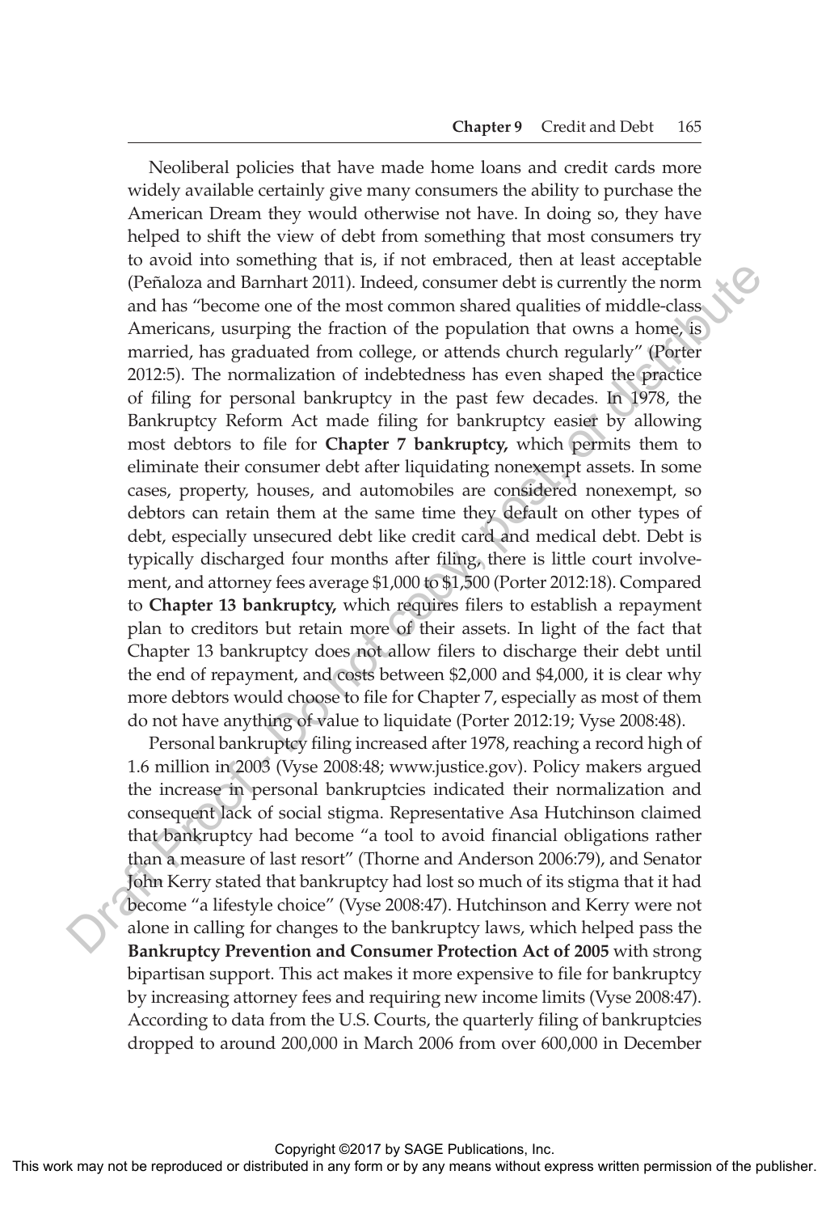Neoliberal policies that have made home loans and credit cards more widely available certainly give many consumers the ability to purchase the American Dream they would otherwise not have. In doing so, they have helped to shift the view of debt from something that most consumers try to avoid into something that is, if not embraced, then at least acceptable (Peñaloza and Barnhart 2011). Indeed, consumer debt is currently the norm and has "become one of the most common shared qualities of middle-class Americans, usurping the fraction of the population that owns a home, is married, has graduated from college, or attends church regularly" (Porter 2012:5). The normalization of indebtedness has even shaped the practice of filing for personal bankruptcy in the past few decades. In 1978, the Bankruptcy Reform Act made filing for bankruptcy easier by allowing most debtors to file for **Chapter 7 bankruptcy,** which permits them to eliminate their consumer debt after liquidating nonexempt assets. In some cases, property, houses, and automobiles are considered nonexempt, so debtors can retain them at the same time they default on other types of debt, especially unsecured debt like credit card and medical debt. Debt is typically discharged four months after filing, there is little court involvement, and attorney fees average $1,000 to $1,500 (Porter 2012:18). Compared to **Chapter 13 bankruptcy,** which requires filers to establish a repayment plan to creditors but retain more of their assets. In light of the fact that Chapter 13 bankruptcy does not allow filers to discharge their debt until the end of repayment, and costs between $2,000 and $4,000, it is clear why more debtors would choose to file for Chapter 7, especially as most of them do not have anything of value to liquidate (Porter 2012:19; Vyse 2008:48).

Personal bankruptcy filing increased after 1978, reaching a record high of 1.6 million in 2003 (Vyse 2008:48; www.justice.gov). Policy makers argued the increase in personal bankruptcies indicated their normalization and consequent lack of social stigma. Representative Asa Hutchinson claimed that bankruptcy had become "a tool to avoid financial obligations rather than a measure of last resort" (Thorne and Anderson 2006:79), and Senator John Kerry stated that bankruptcy had lost so much of its stigma that it had become "a lifestyle choice" (Vyse 2008:47). Hutchinson and Kerry were not alone in calling for changes to the bankruptcy laws, which helped pass the **Bankruptcy Prevention and Consumer Protection Act of 2005** with strong bipartisan support. This act makes it more expensive to file for bankruptcy by increasing attorney fees and requiring new income limits (Vyse 2008:47). According to data from the U.S. Courts, the quarterly filing of bankruptcies dropped to around 200,000 in March 2006 from over 600,000 in December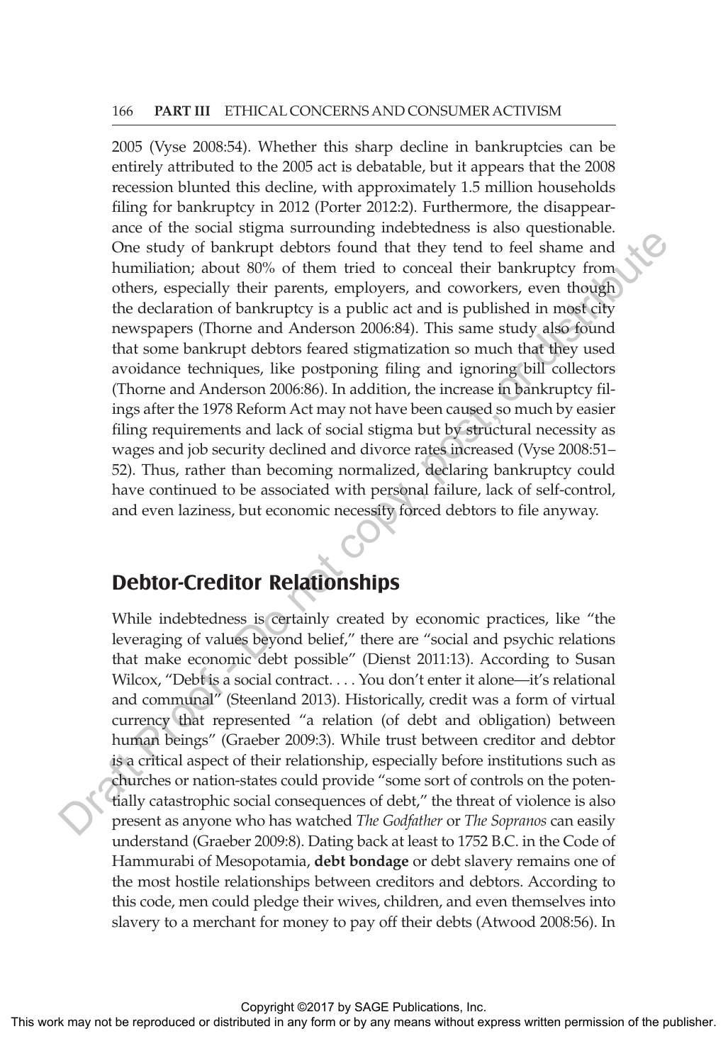2005 (Vyse 2008:54). Whether this sharp decline in bankruptcies can be entirely attributed to the 2005 act is debatable, but it appears that the 2008 recession blunted this decline, with approximately 1.5 million households filing for bankruptcy in 2012 (Porter 2012:2). Furthermore, the disappearance of the social stigma surrounding indebtedness is also questionable. One study of bankrupt debtors found that they tend to feel shame and humiliation; about 80% of them tried to conceal their bankruptcy from others, especially their parents, employers, and coworkers, even though the declaration of bankruptcy is a public act and is published in most city newspapers (Thorne and Anderson 2006:84). This same study also found that some bankrupt debtors feared stigmatization so much that they used avoidance techniques, like postponing filing and ignoring bill collectors (Thorne and Anderson 2006:86). In addition, the increase in bankruptcy filings after the 1978 Reform Act may not have been caused so much by easier filing requirements and lack of social stigma but by structural necessity as wages and job security declined and divorce rates increased (Vyse 2008:51–52). Thus, rather than becoming normalized, declaring bankruptcy could have continued to be associated with personal failure, lack of self-control, and even laziness, but economic necessity forced debtors to file anyway.

## Debtor-Creditor Relationships

While indebtedness is certainly created by economic practices, like "the leveraging of values beyond belief," there are "social and psychic relations that make economic debt possible" (Dienst 2011:13). According to Susan Wilcox, "Debt is a social contract. . . . You don't enter it alone—it's relational and communal" (Steenland 2013). Historically, credit was a form of virtual currency that represented "a relation (of debt and obligation) between human beings" (Graeber 2009:3). While trust between creditor and debtor is a critical aspect of their relationship, especially before institutions such as churches or nation-states could provide "some sort of controls on the potentially catastrophic social consequences of debt," the threat of violence is also present as anyone who has watched *The Godfather* or *The Sopranos* can easily understand (Graeber 2009:8). Dating back at least to 1752 B.C. in the Code of Hammurabi of Mesopotamia, **debt bondage** or debt slavery remains one of the most hostile relationships between creditors and debtors. According to this code, men could pledge their wives, children, and even themselves into slavery to a merchant for money to pay off their debts (Atwood 2008:56). In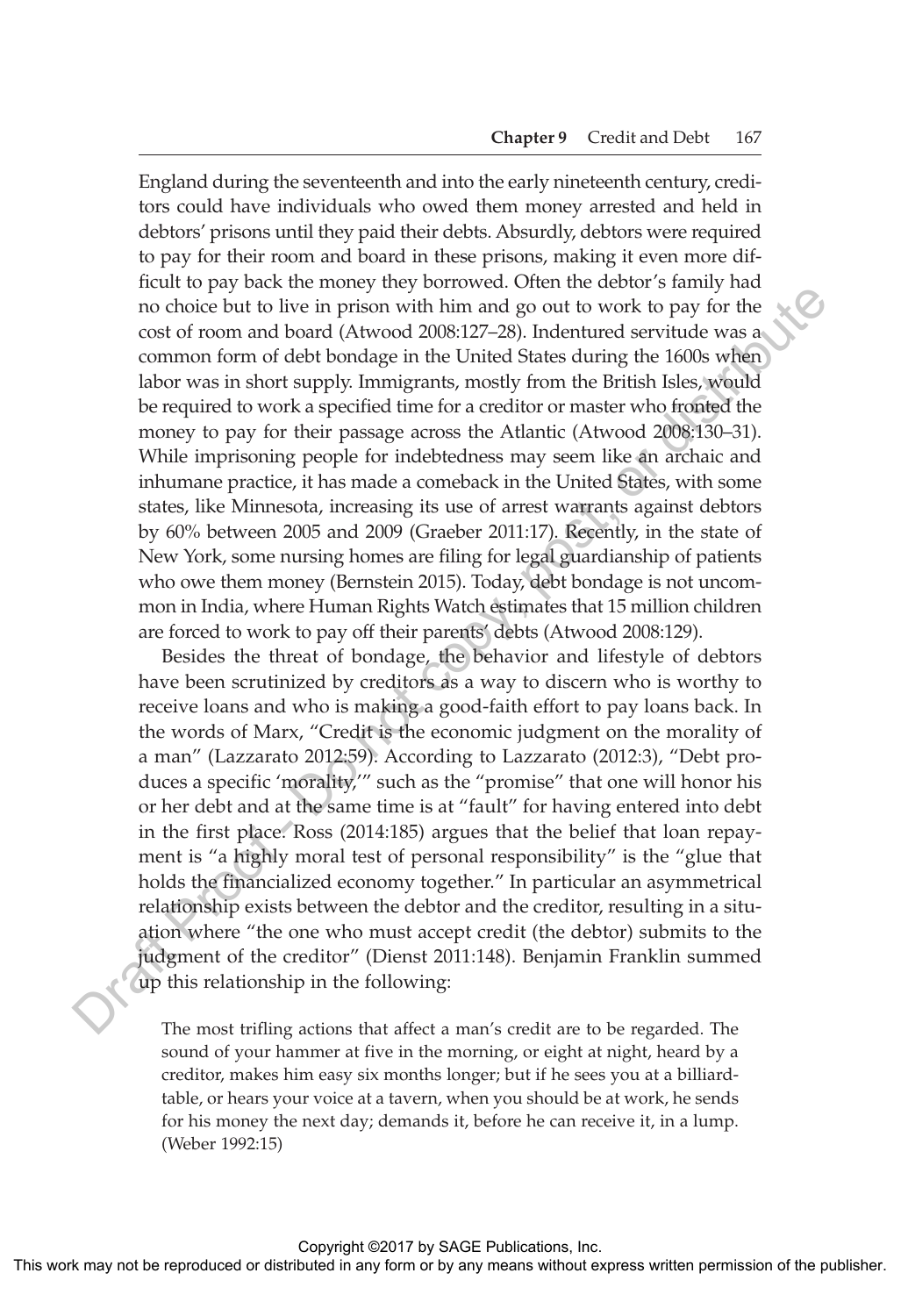England during the seventeenth and into the early nineteenth century, creditors could have individuals who owed them money arrested and held in debtors' prisons until they paid their debts. Absurdly, debtors were required to pay for their room and board in these prisons, making it even more difficult to pay back the money they borrowed. Often the debtor's family had no choice but to live in prison with him and go out to work to pay for the cost of room and board (Atwood 2008:127–28). Indentured servitude was a common form of debt bondage in the United States during the 1600s when labor was in short supply. Immigrants, mostly from the British Isles, would be required to work a specified time for a creditor or master who fronted the money to pay for their passage across the Atlantic (Atwood 2008:130–31). While imprisoning people for indebtedness may seem like an archaic and inhumane practice, it has made a comeback in the United States, with some states, like Minnesota, increasing its use of arrest warrants against debtors by 60% between 2005 and 2009 (Graeber 2011:17). Recently, in the state of New York, some nursing homes are filing for legal guardianship of patients who owe them money (Bernstein 2015). Today, debt bondage is not uncommon in India, where Human Rights Watch estimates that 15 million children are forced to work to pay off their parents' debts (Atwood 2008:129).

Besides the threat of bondage, the behavior and lifestyle of debtors have been scrutinized by creditors as a way to discern who is worthy to receive loans and who is making a good-faith effort to pay loans back. In the words of Marx, "Credit is the economic judgment on the morality of a man" (Lazzarato 2012:59). According to Lazzarato (2012:3), "Debt produces a specific 'morality,'" such as the "promise" that one will honor his or her debt and at the same time is at "fault" for having entered into debt in the first place. Ross (2014:185) argues that the belief that loan repayment is "a highly moral test of personal responsibility" is the "glue that holds the financialized economy together." In particular an asymmetrical relationship exists between the debtor and the creditor, resulting in a situation where "the one who must accept credit (the debtor) submits to the judgment of the creditor" (Dienst 2011:148). Benjamin Franklin summed up this relationship in the following:

> The most trifling actions that affect a man's credit are to be regarded. The sound of your hammer at five in the morning, or eight at night, heard by a creditor, makes him easy six months longer; but if he sees you at a billiard-table, or hears your voice at a tavern, when you should be at work, he sends for his money the next day; demands it, before he can receive it, in a lump. (Weber 1992:15)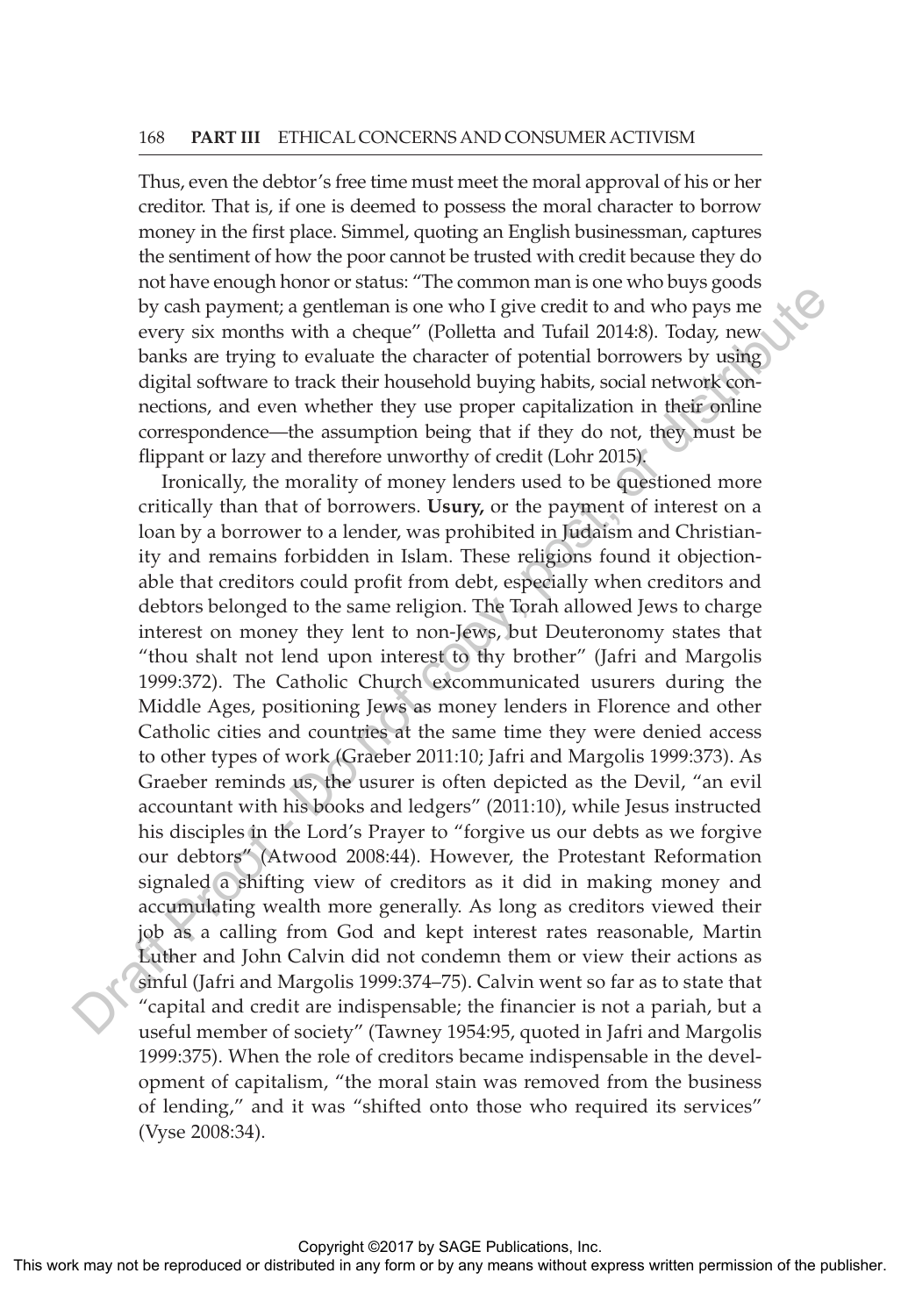Thus, even the debtor's free time must meet the moral approval of his or her creditor. That is, if one is deemed to possess the moral character to borrow money in the first place. Simmel, quoting an English businessman, captures the sentiment of how the poor cannot be trusted with credit because they do not have enough honor or status: "The common man is one who buys goods by cash payment; a gentleman is one who I give credit to and who pays me every six months with a cheque" (Polletta and Tufail 2014:8). Today, new banks are trying to evaluate the character of potential borrowers by using digital software to track their household buying habits, social network connections, and even whether they use proper capitalization in their online correspondence—the assumption being that if they do not, they must be flippant or lazy and therefore unworthy of credit (Lohr 2015).

Ironically, the morality of money lenders used to be questioned more critically than that of borrowers. **Usury,** or the payment of interest on a loan by a borrower to a lender, was prohibited in Judaism and Christianity and remains forbidden in Islam. These religions found it objectionable that creditors could profit from debt, especially when creditors and debtors belonged to the same religion. The Torah allowed Jews to charge interest on money they lent to non-Jews, but Deuteronomy states that "thou shalt not lend upon interest to thy brother" (Jafri and Margolis 1999:372). The Catholic Church excommunicated usurers during the Middle Ages, positioning Jews as money lenders in Florence and other Catholic cities and countries at the same time they were denied access to other types of work (Graeber 2011:10; Jafri and Margolis 1999:373). As Graeber reminds us, the usurer is often depicted as the Devil, "an evil accountant with his books and ledgers" (2011:10), while Jesus instructed his disciples in the Lord's Prayer to "forgive us our debts as we forgive our debtors" (Atwood 2008:44). However, the Protestant Reformation signaled a shifting view of creditors as it did in making money and accumulating wealth more generally. As long as creditors viewed their job as a calling from God and kept interest rates reasonable, Martin Luther and John Calvin did not condemn them or view their actions as sinful (Jafri and Margolis 1999:374–75). Calvin went so far as to state that "capital and credit are indispensable; the financier is not a pariah, but a useful member of society" (Tawney 1954:95, quoted in Jafri and Margolis 1999:375). When the role of creditors became indispensable in the development of capitalism, "the moral stain was removed from the business of lending," and it was "shifted onto those who required its services" (Vyse 2008:34).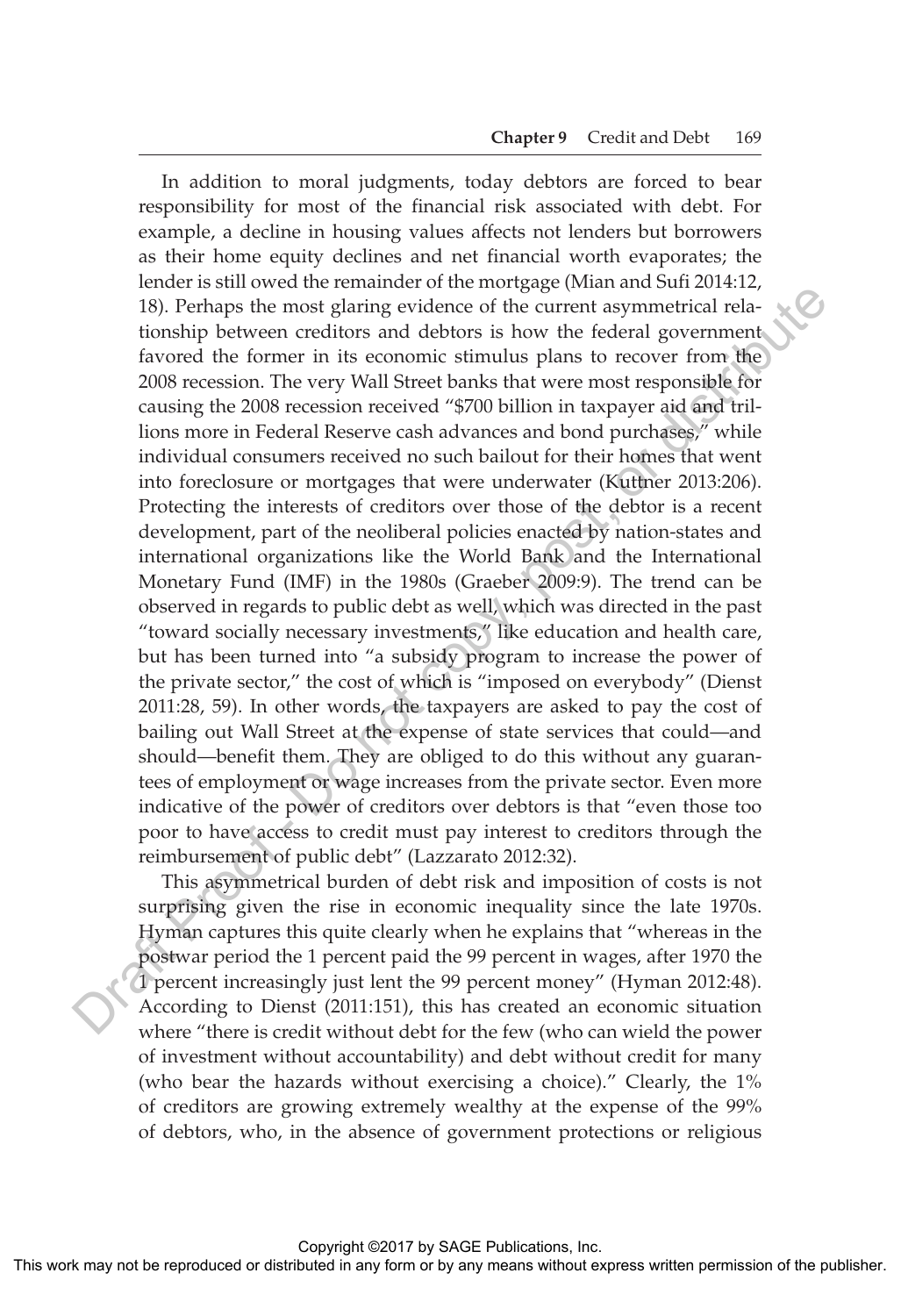In addition to moral judgments, today debtors are forced to bear responsibility for most of the financial risk associated with debt. For example, a decline in housing values affects not lenders but borrowers as their home equity declines and net financial worth evaporates; the lender is still owed the remainder of the mortgage (Mian and Sufi 2014:12, 18). Perhaps the most glaring evidence of the current asymmetrical relationship between creditors and debtors is how the federal government favored the former in its economic stimulus plans to recover from the 2008 recession. The very Wall Street banks that were most responsible for causing the 2008 recession received "$700 billion in taxpayer aid and trillions more in Federal Reserve cash advances and bond purchases," while individual consumers received no such bailout for their homes that went into foreclosure or mortgages that were underwater (Kuttner 2013:206). Protecting the interests of creditors over those of the debtor is a recent development, part of the neoliberal policies enacted by nation-states and international organizations like the World Bank and the International Monetary Fund (IMF) in the 1980s (Graeber 2009:9). The trend can be observed in regards to public debt as well, which was directed in the past "toward socially necessary investments," like education and health care, but has been turned into "a subsidy program to increase the power of the private sector," the cost of which is "imposed on everybody" (Dienst 2011:28, 59). In other words, the taxpayers are asked to pay the cost of bailing out Wall Street at the expense of state services that could—and should—benefit them. They are obliged to do this without any guarantees of employment or wage increases from the private sector. Even more indicative of the power of creditors over debtors is that "even those too poor to have access to credit must pay interest to creditors through the reimbursement of public debt" (Lazzarato 2012:32).

This asymmetrical burden of debt risk and imposition of costs is not surprising given the rise in economic inequality since the late 1970s. Hyman captures this quite clearly when he explains that "whereas in the postwar period the 1 percent paid the 99 percent in wages, after 1970 the 1 percent increasingly just lent the 99 percent money" (Hyman 2012:48). According to Dienst (2011:151), this has created an economic situation where "there is credit without debt for the few (who can wield the power of investment without accountability) and debt without credit for many (who bear the hazards without exercising a choice)." Clearly, the 1% of creditors are growing extremely wealthy at the expense of the 99% of debtors, who, in the absence of government protections or religious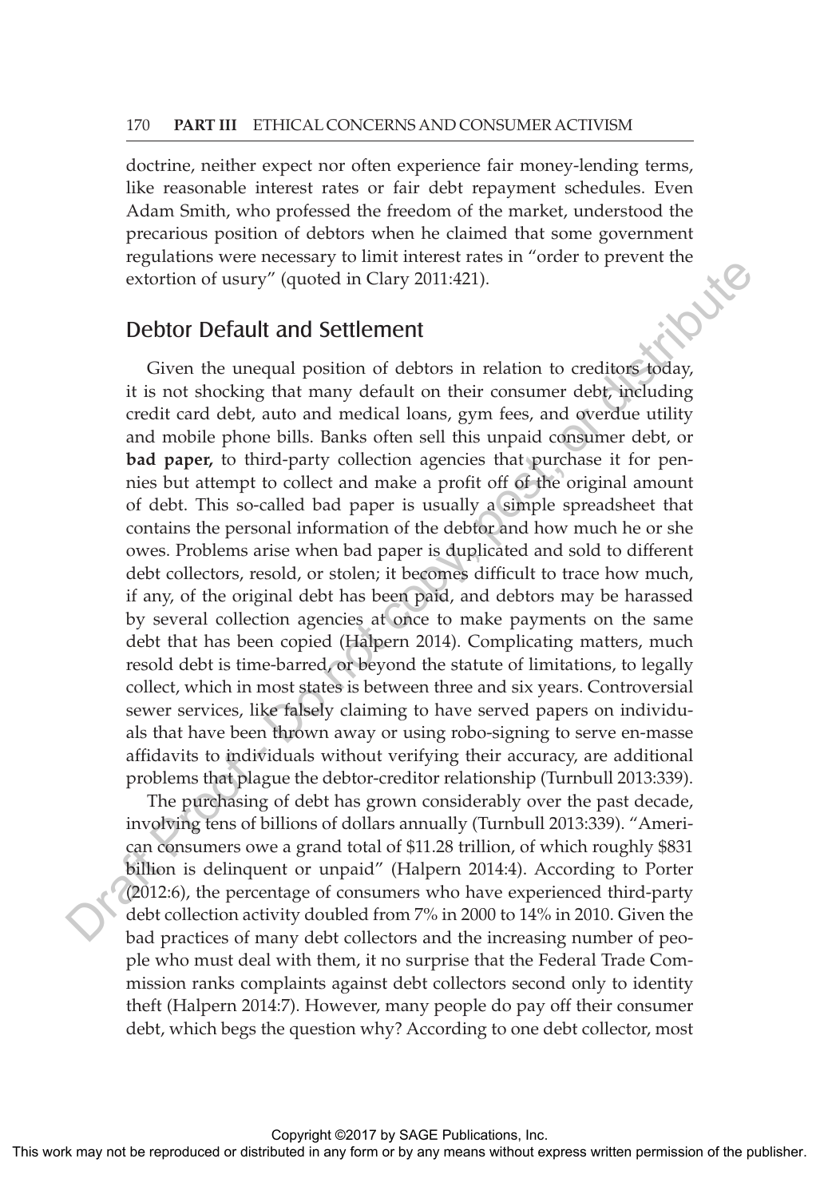doctrine, neither expect nor often experience fair money-lending terms, like reasonable interest rates or fair debt repayment schedules. Even Adam Smith, who professed the freedom of the market, understood the precarious position of debtors when he claimed that some government regulations were necessary to limit interest rates in "order to prevent the extortion of usury" (quoted in Clary 2011:421).

## Debtor Default and Settlement

Given the unequal position of debtors in relation to creditors today, it is not shocking that many default on their consumer debt, including credit card debt, auto and medical loans, gym fees, and overdue utility and mobile phone bills. Banks often sell this unpaid consumer debt, or **bad paper,** to third-party collection agencies that purchase it for pennies but attempt to collect and make a profit off of the original amount of debt. This so-called bad paper is usually a simple spreadsheet that contains the personal information of the debtor and how much he or she owes. Problems arise when bad paper is duplicated and sold to different debt collectors, resold, or stolen; it becomes difficult to trace how much, if any, of the original debt has been paid, and debtors may be harassed by several collection agencies at once to make payments on the same debt that has been copied (Halpern 2014). Complicating matters, much resold debt is time-barred, or beyond the statute of limitations, to legally collect, which in most states is between three and six years. Controversial sewer services, like falsely claiming to have served papers on individuals that have been thrown away or using robo-signing to serve en-masse affidavits to individuals without verifying their accuracy, are additional problems that plague the debtor-creditor relationship (Turnbull 2013:339).

The purchasing of debt has grown considerably over the past decade, involving tens of billions of dollars annually (Turnbull 2013:339). "American consumers owe a grand total of $11.28 trillion, of which roughly $831 billion is delinquent or unpaid" (Halpern 2014:4). According to Porter (2012:6), the percentage of consumers who have experienced third-party debt collection activity doubled from 7% in 2000 to 14% in 2010. Given the bad practices of many debt collectors and the increasing number of people who must deal with them, it no surprise that the Federal Trade Commission ranks complaints against debt collectors second only to identity theft (Halpern 2014:7). However, many people do pay off their consumer debt, which begs the question why? According to one debt collector, most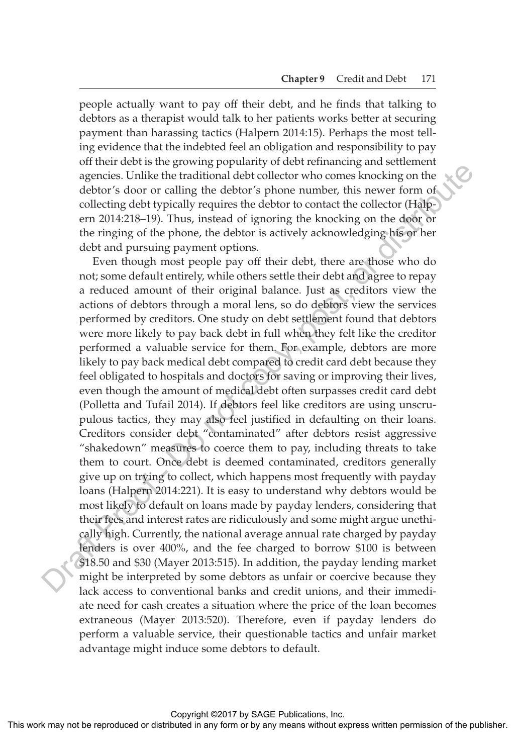people actually want to pay off their debt, and he finds that talking to debtors as a therapist would talk to her patients works better at securing payment than harassing tactics (Halpern 2014:15). Perhaps the most telling evidence that the indebted feel an obligation and responsibility to pay off their debt is the growing popularity of debt refinancing and settlement agencies. Unlike the traditional debt collector who comes knocking on the debtor's door or calling the debtor's phone number, this newer form of collecting debt typically requires the debtor to contact the collector (Halpern 2014:218–19). Thus, instead of ignoring the knocking on the door or the ringing of the phone, the debtor is actively acknowledging his or her debt and pursuing payment options.

Even though most people pay off their debt, there are those who do not; some default entirely, while others settle their debt and agree to repay a reduced amount of their original balance. Just as creditors view the actions of debtors through a moral lens, so do debtors view the services performed by creditors. One study on debt settlement found that debtors were more likely to pay back debt in full when they felt like the creditor performed a valuable service for them. For example, debtors are more likely to pay back medical debt compared to credit card debt because they feel obligated to hospitals and doctors for saving or improving their lives, even though the amount of medical debt often surpasses credit card debt (Polletta and Tufail 2014). If debtors feel like creditors are using unscrupulous tactics, they may also feel justified in defaulting on their loans. Creditors consider debt "contaminated" after debtors resist aggressive "shakedown" measures to coerce them to pay, including threats to take them to court. Once debt is deemed contaminated, creditors generally give up on trying to collect, which happens most frequently with payday loans (Halpern 2014:221). It is easy to understand why debtors would be most likely to default on loans made by payday lenders, considering that their fees and interest rates are ridiculously and some might argue unethically high. Currently, the national average annual rate charged by payday lenders is over 400%, and the fee charged to borrow $100 is between $18.50 and $30 (Mayer 2013:515). In addition, the payday lending market might be interpreted by some debtors as unfair or coercive because they lack access to conventional banks and credit unions, and their immediate need for cash creates a situation where the price of the loan becomes extraneous (Mayer 2013:520). Therefore, even if payday lenders do perform a valuable service, their questionable tactics and unfair market advantage might induce some debtors to default.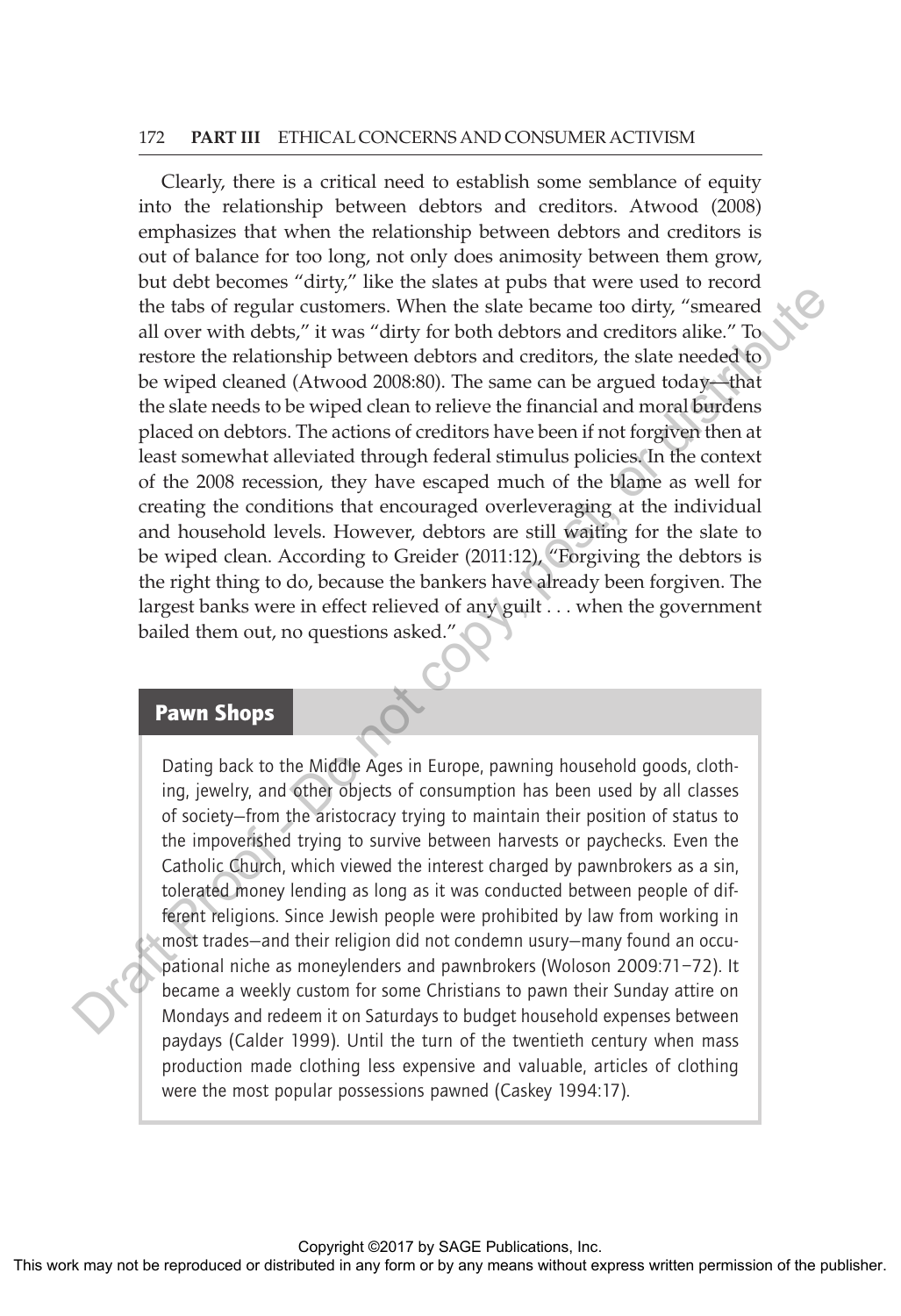Clearly, there is a critical need to establish some semblance of equity into the relationship between debtors and creditors. Atwood (2008) emphasizes that when the relationship between debtors and creditors is out of balance for too long, not only does animosity between them grow, but debt becomes "dirty," like the slates at pubs that were used to record the tabs of regular customers. When the slate became too dirty, "smeared all over with debts," it was "dirty for both debtors and creditors alike." To restore the relationship between debtors and creditors, the slate needed to be wiped cleaned (Atwood 2008:80). The same can be argued today—that the slate needs to be wiped clean to relieve the financial and moral burdens placed on debtors. The actions of creditors have been if not forgiven then at least somewhat alleviated through federal stimulus policies. In the context of the 2008 recession, they have escaped much of the blame as well for creating the conditions that encouraged overleveraging at the individual and household levels. However, debtors are still waiting for the slate to be wiped clean. According to Greider (2011:12), "Forgiving the debtors is the right thing to do, because the bankers have already been forgiven. The largest banks were in effect relieved of any guilt . . . when the government bailed them out, no questions asked."

## Pawn Shops

Dating back to the Middle Ages in Europe, pawning household goods, clothing, jewelry, and other objects of consumption has been used by all classes of society—from the aristocracy trying to maintain their position of status to the impoverished trying to survive between harvests or paychecks. Even the Catholic Church, which viewed the interest charged by pawnbrokers as a sin, tolerated money lending as long as it was conducted between people of different religions. Since Jewish people were prohibited by law from working in most trades—and their religion did not condemn usury—many found an occupational niche as moneylenders and pawnbrokers (Woloson 2009:71–72). It became a weekly custom for some Christians to pawn their Sunday attire on Mondays and redeem it on Saturdays to budget household expenses between paydays (Calder 1999). Until the turn of the twentieth century when mass production made clothing less expensive and valuable, articles of clothing were the most popular possessions pawned (Caskey 1994:17).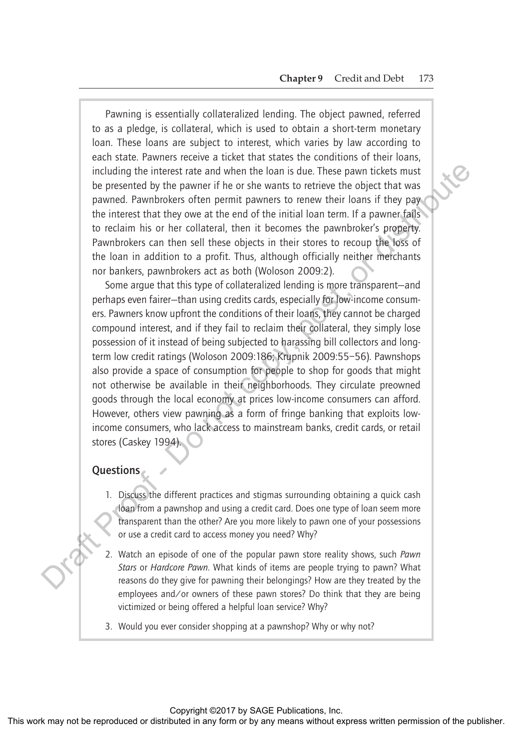Pawning is essentially collateralized lending. The object pawned, referred to as a pledge, is collateral, which is used to obtain a short-term monetary loan. These loans are subject to interest, which varies by law according to each state. Pawners receive a ticket that states the conditions of their loans, including the interest rate and when the loan is due. These pawn tickets must be presented by the pawner if he or she wants to retrieve the object that was pawned. Pawnbrokers often permit pawners to renew their loans if they pay the interest that they owe at the end of the initial loan term. If a pawner fails to reclaim his or her collateral, then it becomes the pawnbroker's property. Pawnbrokers can then sell these objects in their stores to recoup the loss of the loan in addition to a profit. Thus, although officially neither merchants nor bankers, pawnbrokers act as both (Woloson 2009:2).

Some argue that this type of collateralized lending is more transparent—and perhaps even fairer—than using credits cards, especially for low-income consumers. Pawners know upfront the conditions of their loans, they cannot be charged compound interest, and if they fail to reclaim their collateral, they simply lose possession of it instead of being subjected to harassing bill collectors and long-term low credit ratings (Woloson 2009:186; Krupnik 2009:55–56). Pawnshops also provide a space of consumption for people to shop for goods that might not otherwise be available in their neighborhoods. They circulate preowned goods through the local economy at prices low-income consumers can afford. However, others view pawning as a form of fringe banking that exploits low-income consumers, who lack access to mainstream banks, credit cards, or retail stores (Caskey 1994).

### Questions

1. Discuss the different practices and stigmas surrounding obtaining a quick cash loan from a pawnshop and using a credit card. Does one type of loan seem more transparent than the other? Are you more likely to pawn one of your possessions or use a credit card to access money you need? Why?
2. Watch an episode of one of the popular pawn store reality shows, such *Pawn Stars* or *Hardcore Pawn*. What kinds of items are people trying to pawn? What reasons do they give for pawning their belongings? How are they treated by the employees and/or owners of these pawn stores? Do think that they are being victimized or being offered a helpful loan service? Why?
3. Would you ever consider shopping at a pawnshop? Why or why not?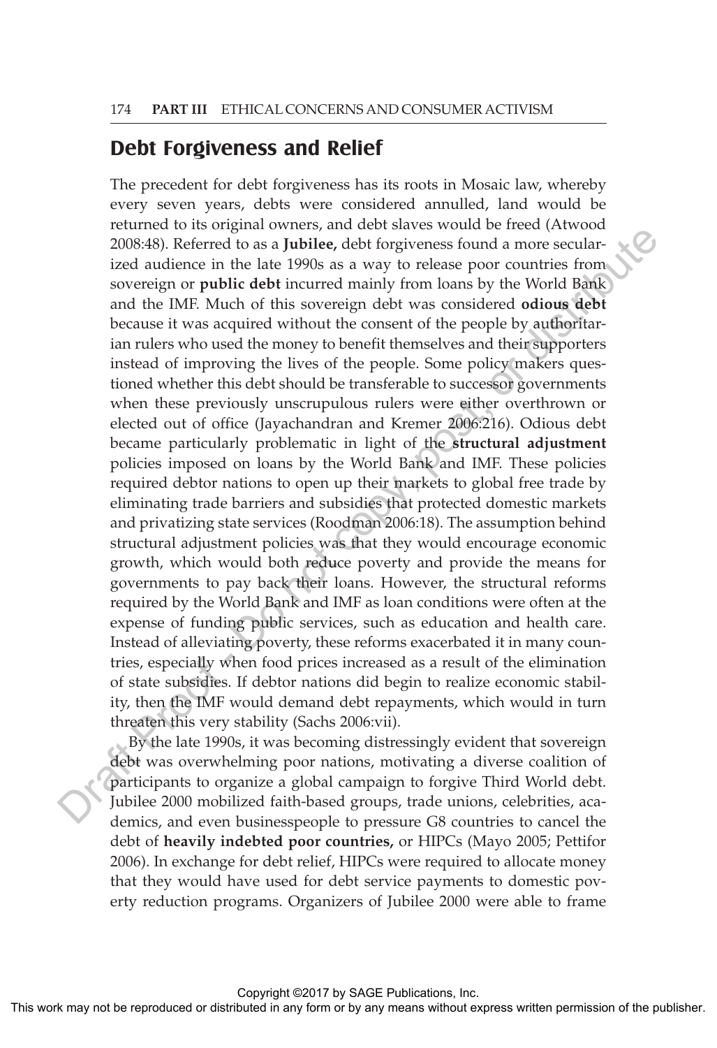## Debt Forgiveness and Relief

The precedent for debt forgiveness has its roots in Mosaic law, whereby every seven years, debts were considered annulled, land would be returned to its original owners, and debt slaves would be freed (Atwood 2008:48). Referred to as a **Jubilee,** debt forgiveness found a more secularized audience in the late 1990s as a way to release poor countries from sovereign or **public debt** incurred mainly from loans by the World Bank and the IMF. Much of this sovereign debt was considered **odious debt** because it was acquired without the consent of the people by authoritarian rulers who used the money to benefit themselves and their supporters instead of improving the lives of the people. Some policy makers questioned whether this debt should be transferable to successor governments when these previously unscrupulous rulers were either overthrown or elected out of office (Jayachandran and Kremer 2006:216). Odious debt became particularly problematic in light of the **structural adjustment** policies imposed on loans by the World Bank and IMF. These policies required debtor nations to open up their markets to global free trade by eliminating trade barriers and subsidies that protected domestic markets and privatizing state services (Roodman 2006:18). The assumption behind structural adjustment policies was that they would encourage economic growth, which would both reduce poverty and provide the means for governments to pay back their loans. However, the structural reforms required by the World Bank and IMF as loan conditions were often at the expense of funding public services, such as education and health care. Instead of alleviating poverty, these reforms exacerbated it in many countries, especially when food prices increased as a result of the elimination of state subsidies. If debtor nations did begin to realize economic stability, then the IMF would demand debt repayments, which would in turn threaten this very stability (Sachs 2006:vii).

By the late 1990s, it was becoming distressingly evident that sovereign debt was overwhelming poor nations, motivating a diverse coalition of participants to organize a global campaign to forgive Third World debt. Jubilee 2000 mobilized faith-based groups, trade unions, celebrities, academics, and even businesspeople to pressure G8 countries to cancel the debt of **heavily indebted poor countries,** or HIPCs (Mayo 2005; Pettifor 2006). In exchange for debt relief, HIPCs were required to allocate money that they would have used for debt service payments to domestic poverty reduction programs. Organizers of Jubilee 2000 were able to frame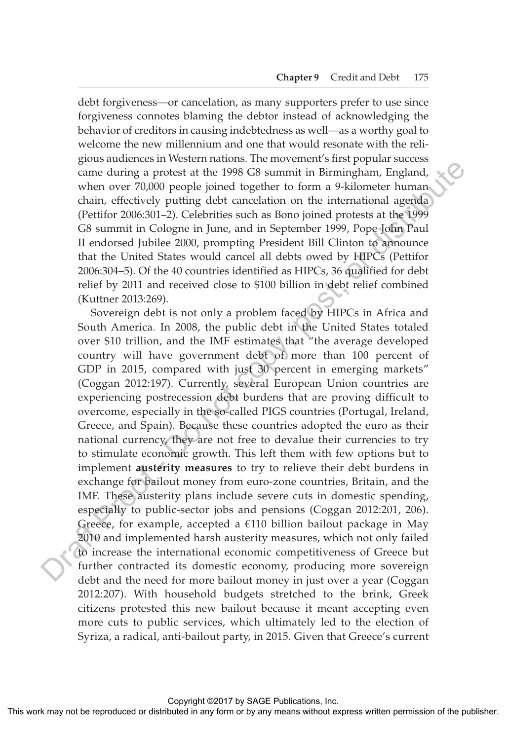debt forgiveness—or cancelation, as many supporters prefer to use since forgiveness connotes blaming the debtor instead of acknowledging the behavior of creditors in causing indebtedness as well—as a worthy goal to welcome the new millennium and one that would resonate with the religious audiences in Western nations. The movement's first popular success came during a protest at the 1998 G8 summit in Birmingham, England, when over 70,000 people joined together to form a 9-kilometer human chain, effectively putting debt cancelation on the international agenda (Pettifor 2006:301–2). Celebrities such as Bono joined protests at the 1999 G8 summit in Cologne in June, and in September 1999, Pope John Paul II endorsed Jubilee 2000, prompting President Bill Clinton to announce that the United States would cancel all debts owed by HIPCs (Pettifor 2006:304–5). Of the 40 countries identified as HIPCs, 36 qualified for debt relief by 2011 and received close to $100 billion in debt relief combined (Kuttner 2013:269).

Sovereign debt is not only a problem faced by HIPCs in Africa and South America. In 2008, the public debt in the United States totaled over $10 trillion, and the IMF estimates that "the average developed country will have government debt of more than 100 percent of GDP in 2015, compared with just 30 percent in emerging markets" (Coggan 2012:197). Currently, several European Union countries are experiencing postrecession debt burdens that are proving difficult to overcome, especially in the so-called PIGS countries (Portugal, Ireland, Greece, and Spain). Because these countries adopted the euro as their national currency, they are not free to devalue their currencies to try to stimulate economic growth. This left them with few options but to implement **austerity measures** to try to relieve their debt burdens in exchange for bailout money from euro-zone countries, Britain, and the IMF. These austerity plans include severe cuts in domestic spending, especially to public-sector jobs and pensions (Coggan 2012:201, 206). Greece, for example, accepted a €110 billion bailout package in May 2010 and implemented harsh austerity measures, which not only failed to increase the international economic competitiveness of Greece but further contracted its domestic economy, producing more sovereign debt and the need for more bailout money in just over a year (Coggan 2012:207). With household budgets stretched to the brink, Greek citizens protested this new bailout because it meant accepting even more cuts to public services, which ultimately led to the election of Syriza, a radical, anti-bailout party, in 2015. Given that Greece's current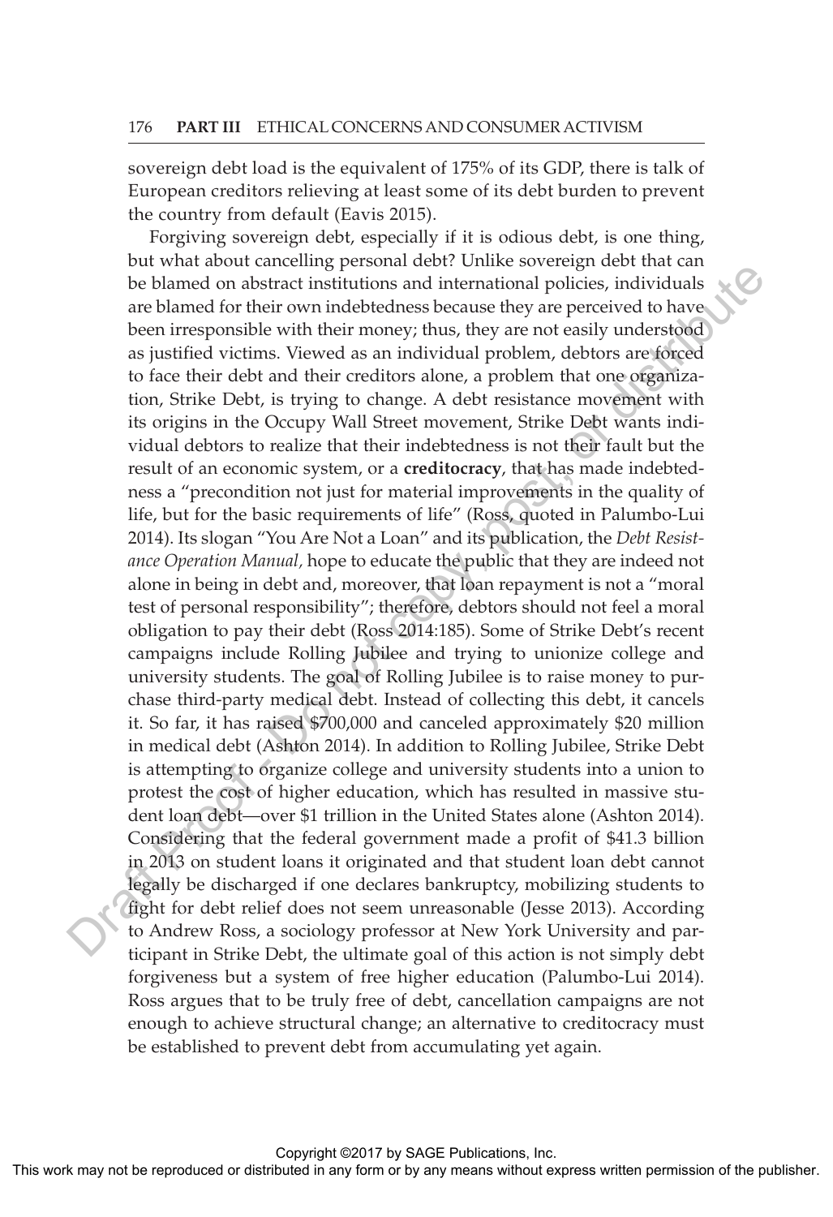sovereign debt load is the equivalent of 175% of its GDP, there is talk of European creditors relieving at least some of its debt burden to prevent the country from default (Eavis 2015).

Forgiving sovereign debt, especially if it is odious debt, is one thing, but what about cancelling personal debt? Unlike sovereign debt that can be blamed on abstract institutions and international policies, individuals are blamed for their own indebtedness because they are perceived to have been irresponsible with their money; thus, they are not easily understood as justified victims. Viewed as an individual problem, debtors are forced to face their debt and their creditors alone, a problem that one organization, Strike Debt, is trying to change. A debt resistance movement with its origins in the Occupy Wall Street movement, Strike Debt wants individual debtors to realize that their indebtedness is not their fault but the result of an economic system, or a **creditocracy**, that has made indebtedness a "precondition not just for material improvements in the quality of life, but for the basic requirements of life" (Ross, quoted in Palumbo-Lui 2014). Its slogan "You Are Not a Loan" and its publication, the *Debt Resistance Operation Manual,* hope to educate the public that they are indeed not alone in being in debt and, moreover, that loan repayment is not a "moral test of personal responsibility"; therefore, debtors should not feel a moral obligation to pay their debt (Ross 2014:185). Some of Strike Debt's recent campaigns include Rolling Jubilee and trying to unionize college and university students. The goal of Rolling Jubilee is to raise money to purchase third-party medical debt. Instead of collecting this debt, it cancels it. So far, it has raised $700,000 and canceled approximately $20 million in medical debt (Ashton 2014). In addition to Rolling Jubilee, Strike Debt is attempting to organize college and university students into a union to protest the cost of higher education, which has resulted in massive student loan debt—over $1 trillion in the United States alone (Ashton 2014). Considering that the federal government made a profit of $41.3 billion in 2013 on student loans it originated and that student loan debt cannot legally be discharged if one declares bankruptcy, mobilizing students to fight for debt relief does not seem unreasonable (Jesse 2013). According to Andrew Ross, a sociology professor at New York University and participant in Strike Debt, the ultimate goal of this action is not simply debt forgiveness but a system of free higher education (Palumbo-Lui 2014). Ross argues that to be truly free of debt, cancellation campaigns are not enough to achieve structural change; an alternative to creditocracy must be established to prevent debt from accumulating yet again.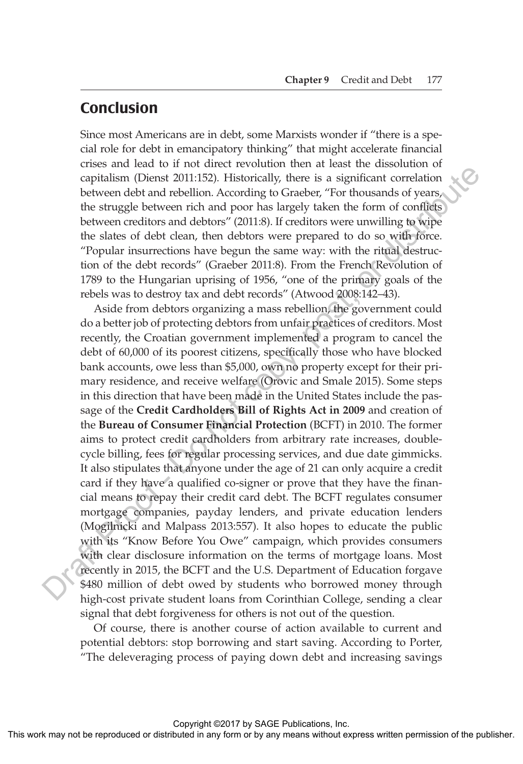## Conclusion

Since most Americans are in debt, some Marxists wonder if "there is a special role for debt in emancipatory thinking" that might accelerate financial crises and lead to if not direct revolution then at least the dissolution of capitalism (Dienst 2011:152). Historically, there is a significant correlation between debt and rebellion. According to Graeber, "For thousands of years, the struggle between rich and poor has largely taken the form of conflicts between creditors and debtors" (2011:8). If creditors were unwilling to wipe the slates of debt clean, then debtors were prepared to do so with force. "Popular insurrections have begun the same way: with the ritual destruction of the debt records" (Graeber 2011:8). From the French Revolution of 1789 to the Hungarian uprising of 1956, "one of the primary goals of the rebels was to destroy tax and debt records" (Atwood 2008:142–43).

Aside from debtors organizing a mass rebellion, the government could do a better job of protecting debtors from unfair practices of creditors. Most recently, the Croatian government implemented a program to cancel the debt of 60,000 of its poorest citizens, specifically those who have blocked bank accounts, owe less than $5,000, own no property except for their primary residence, and receive welfare (Orovic and Smale 2015). Some steps in this direction that have been made in the United States include the passage of the **Credit Cardholders Bill of Rights Act in 2009** and creation of the **Bureau of Consumer Financial Protection** (BCFT) in 2010. The former aims to protect credit cardholders from arbitrary rate increases, double-cycle billing, fees for regular processing services, and due date gimmicks. It also stipulates that anyone under the age of 21 can only acquire a credit card if they have a qualified co-signer or prove that they have the financial means to repay their credit card debt. The BCFT regulates consumer mortgage companies, payday lenders, and private education lenders (Mogilnicki and Malpass 2013:557). It also hopes to educate the public with its "Know Before You Owe" campaign, which provides consumers with clear disclosure information on the terms of mortgage loans. Most recently in 2015, the BCFT and the U.S. Department of Education forgave $480 million of debt owed by students who borrowed money through high-cost private student loans from Corinthian College, sending a clear signal that debt forgiveness for others is not out of the question.

Of course, there is another course of action available to current and potential debtors: stop borrowing and start saving. According to Porter, "The deleveraging process of paying down debt and increasing savings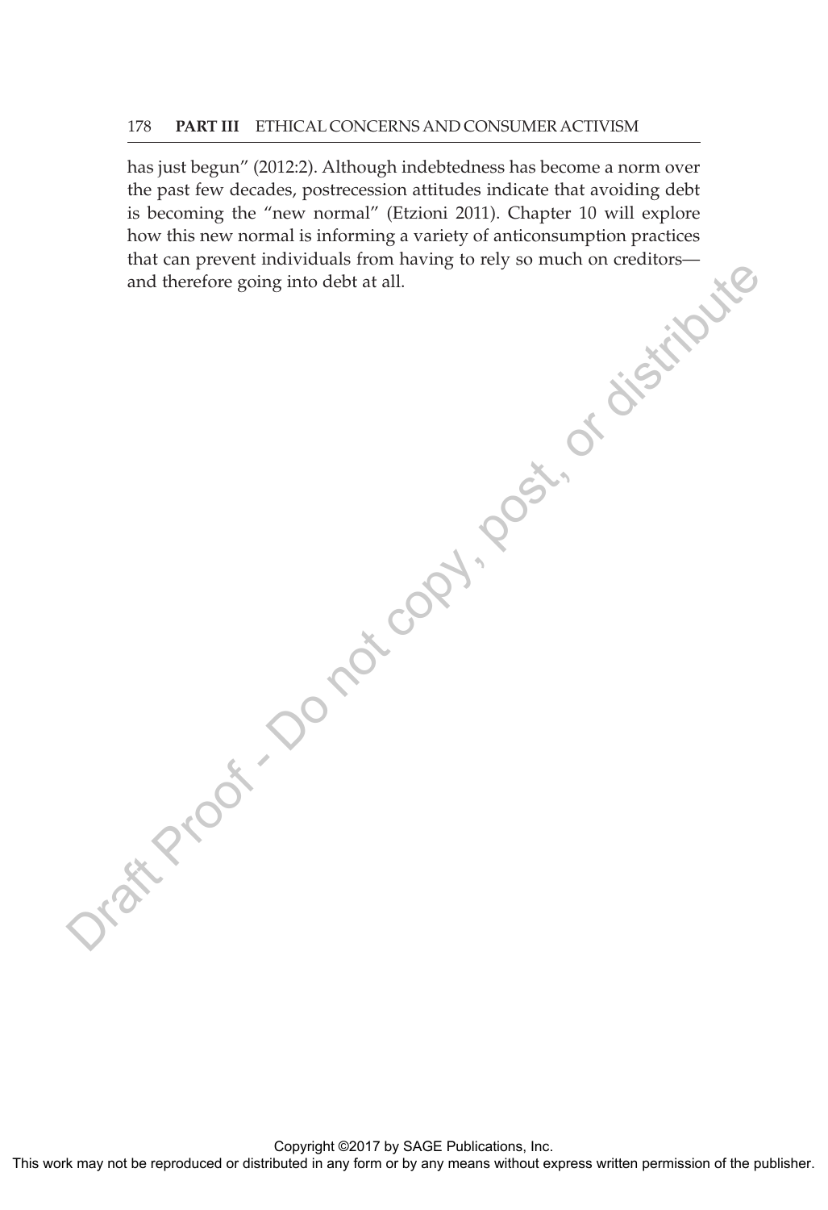has just begun" (2012:2). Although indebtedness has become a norm over the past few decades, postrecession attitudes indicate that avoiding debt is becoming the "new normal" (Etzioni 2011). Chapter 10 will explore how this new normal is informing a variety of anticonsumption practices that can prevent individuals from having to rely so much on creditors—and therefore going into debt at all.